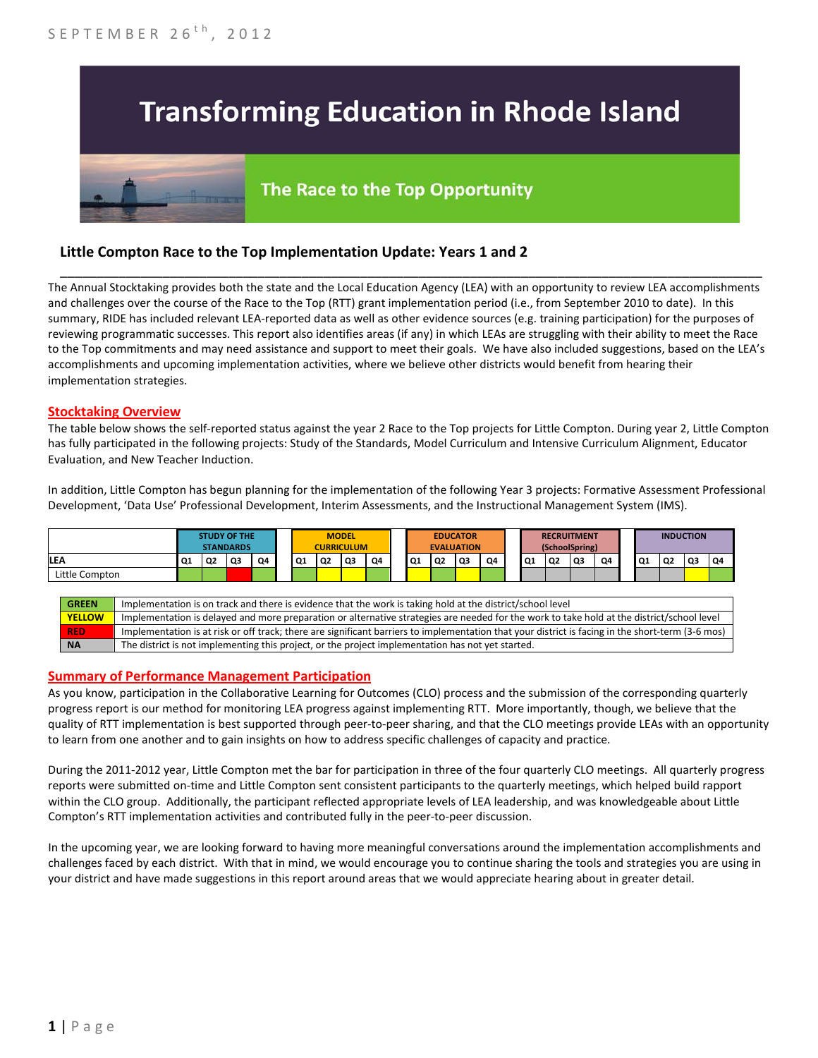SEPTEMBER 26th, 2012

# Transforming Education in Rhode Island

## The Race to the Top Opportunity

### Little Compton Race to the Top Implementation Update: Years 1 and 2

The Annual Stocktaking provides both the state and the Local Education Agency (LEA) with an opportunity to review LEA accomplishments and challenges over the course of the Race to the Top (RTT) grant implementation period (i.e., from September 2010 to date). In this summary, RIDE has included relevant LEA-reported data as well as other evidence sources (e.g. training participation) for the purposes of reviewing programmatic successes. This report also identifies areas (if any) in which LEAs are struggling with their ability to meet the Race to the Top commitments and may need assistance and support to meet their goals. We have also included suggestions, based on the LEA's accomplishments and upcoming implementation activities, where we believe other districts would benefit from hearing their implementation strategies.

**Stocktaking Overview**

The table below shows the self-reported status against the year 2 Race to the Top projects for Little Compton. During year 2, Little Compton has fully participated in the following projects: Study of the Standards, Model Curriculum and Intensive Curriculum Alignment, Educator Evaluation, and New Teacher Induction.

In addition, Little Compton has begun planning for the implementation of the following Year 3 projects: Formative Assessment Professional Development, 'Data Use' Professional Development, Interim Assessments, and the Instructional Management System (IMS).

| | STUDY OF THE STANDARDS | | | | MODEL CURRICULUM | | | | EDUCATOR EVALUATION | | | | RECRUITMENT (SchoolSpring) | | | | INDUCTION | | | |
|---|---|---|---|---|---|---|---|---|---|---|---|---|---|---|---|---|---|---|---|---|
| LEA | Q1 | Q2 | Q3 | Q4 | Q1 | Q2 | Q3 | Q4 | Q1 | Q2 | Q3 | Q4 | Q1 | Q2 | Q3 | Q4 | Q1 | Q2 | Q3 | Q4 |
| Little Compton | Green | Green | Red | Green | Green | Yellow | Yellow | Green | Yellow | Green | Yellow | Green | NA | NA | NA | NA | NA | NA | Yellow | Green |

| | |
|---|---|
| GREEN | Implementation is on track and there is evidence that the work is taking hold at the district/school level |
| YELLOW | Implementation is delayed and more preparation or alternative strategies are needed for the work to take hold at the district/school level |
| RED | Implementation is at risk or off track; there are significant barriers to implementation that your district is facing in the short-term (3-6 mos) |
| NA | The district is not implementing this project, or the project implementation has not yet started. |

**Summary of Performance Management Participation**

As you know, participation in the Collaborative Learning for Outcomes (CLO) process and the submission of the corresponding quarterly progress report is our method for monitoring LEA progress against implementing RTT. More importantly, though, we believe that the quality of RTT implementation is best supported through peer-to-peer sharing, and that the CLO meetings provide LEAs with an opportunity to learn from one another and to gain insights on how to address specific challenges of capacity and practice.

During the 2011-2012 year, Little Compton met the bar for participation in three of the four quarterly CLO meetings. All quarterly progress reports were submitted on-time and Little Compton sent consistent participants to the quarterly meetings, which helped build rapport within the CLO group. Additionally, the participant reflected appropriate levels of LEA leadership, and was knowledgeable about Little Compton's RTT implementation activities and contributed fully in the peer-to-peer discussion.

In the upcoming year, we are looking forward to having more meaningful conversations around the implementation accomplishments and challenges faced by each district. With that in mind, we would encourage you to continue sharing the tools and strategies you are using in your district and have made suggestions in this report around areas that we would appreciate hearing about in greater detail.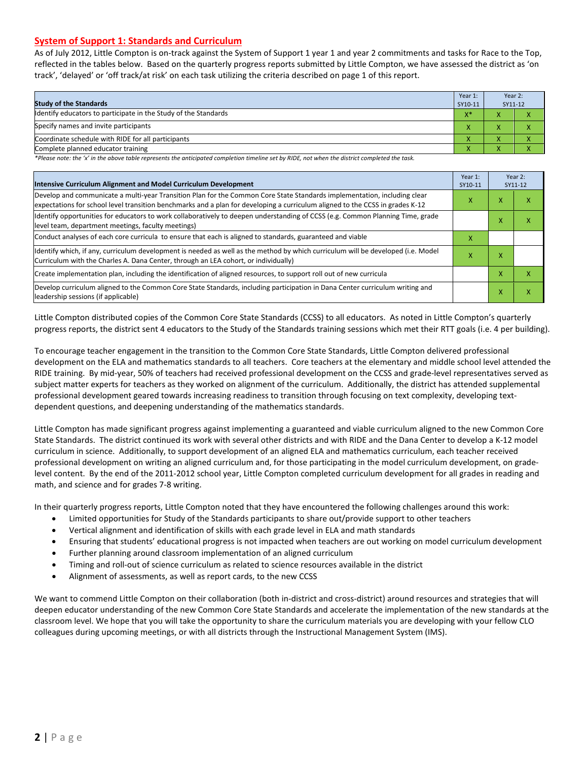## System of Support 1: Standards and Curriculum

As of July 2012, Little Compton is on-track against the System of Support 1 year 1 and year 2 commitments and tasks for Race to the Top, reflected in the tables below. Based on the quarterly progress reports submitted by Little Compton, we have assessed the district as 'on track', 'delayed' or 'off track/at risk' on each task utilizing the criteria described on page 1 of this report.

| Study of the Standards | Year 1: SY10-11 | Year 2: SY11-12 | |
|---|---|---|---|
| Identify educators to participate in the Study of the Standards | X* | X | X |
| Specify names and invite participants | X | X | X |
| Coordinate schedule with RIDE for all participants | X | X | X |
| Complete planned educator training | X | X | X |

*Please note: the 'x' in the above table represents the anticipated completion timeline set by RIDE, not when the district completed the task.*

| Intensive Curriculum Alignment and Model Curriculum Development | Year 1: SY10-11 | Year 2: SY11-12 | |
|---|---|---|---|
| Develop and communicate a multi-year Transition Plan for the Common Core State Standards implementation, including clear expectations for school level transition benchmarks and a plan for developing a curriculum aligned to the CCSS in grades K-12 | X | X | X |
| Identify opportunities for educators to work collaboratively to deepen understanding of CCSS (e.g. Common Planning Time, grade level team, department meetings, faculty meetings) | | X | X |
| Conduct analyses of each core curricula to ensure that each is aligned to standards, guaranteed and viable | X | | |
| Identify which, if any, curriculum development is needed as well as the method by which curriculum will be developed (i.e. Model Curriculum with the Charles A. Dana Center, through an LEA cohort, or individually) | X | X | |
| Create implementation plan, including the identification of aligned resources, to support roll out of new curricula | | X | X |
| Develop curriculum aligned to the Common Core State Standards, including participation in Dana Center curriculum writing and leadership sessions (if applicable) | | X | X |

Little Compton distributed copies of the Common Core State Standards (CCSS) to all educators. As noted in Little Compton's quarterly progress reports, the district sent 4 educators to the Study of the Standards training sessions which met their RTT goals (i.e. 4 per building).

To encourage teacher engagement in the transition to the Common Core State Standards, Little Compton delivered professional development on the ELA and mathematics standards to all teachers. Core teachers at the elementary and middle school level attended the RIDE training. By mid-year, 50% of teachers had received professional development on the CCSS and grade-level representatives served as subject matter experts for teachers as they worked on alignment of the curriculum. Additionally, the district has attended supplemental professional development geared towards increasing readiness to transition through focusing on text complexity, developing text-dependent questions, and deepening understanding of the mathematics standards.

Little Compton has made significant progress against implementing a guaranteed and viable curriculum aligned to the new Common Core State Standards. The district continued its work with several other districts and with RIDE and the Dana Center to develop a K-12 model curriculum in science. Additionally, to support development of an aligned ELA and mathematics curriculum, each teacher received professional development on writing an aligned curriculum and, for those participating in the model curriculum development, on grade-level content. By the end of the 2011-2012 school year, Little Compton completed curriculum development for all grades in reading and math, and science and for grades 7-8 writing.

In their quarterly progress reports, Little Compton noted that they have encountered the following challenges around this work:

- Limited opportunities for Study of the Standards participants to share out/provide support to other teachers
- Vertical alignment and identification of skills with each grade level in ELA and math standards
- Ensuring that students' educational progress is not impacted when teachers are out working on model curriculum development
- Further planning around classroom implementation of an aligned curriculum
- Timing and roll-out of science curriculum as related to science resources available in the district
- Alignment of assessments, as well as report cards, to the new CCSS

We want to commend Little Compton on their collaboration (both in-district and cross-district) around resources and strategies that will deepen educator understanding of the new Common Core State Standards and accelerate the implementation of the new standards at the classroom level. We hope that you will take the opportunity to share the curriculum materials you are developing with your fellow CLO colleagues during upcoming meetings, or with all districts through the Instructional Management System (IMS).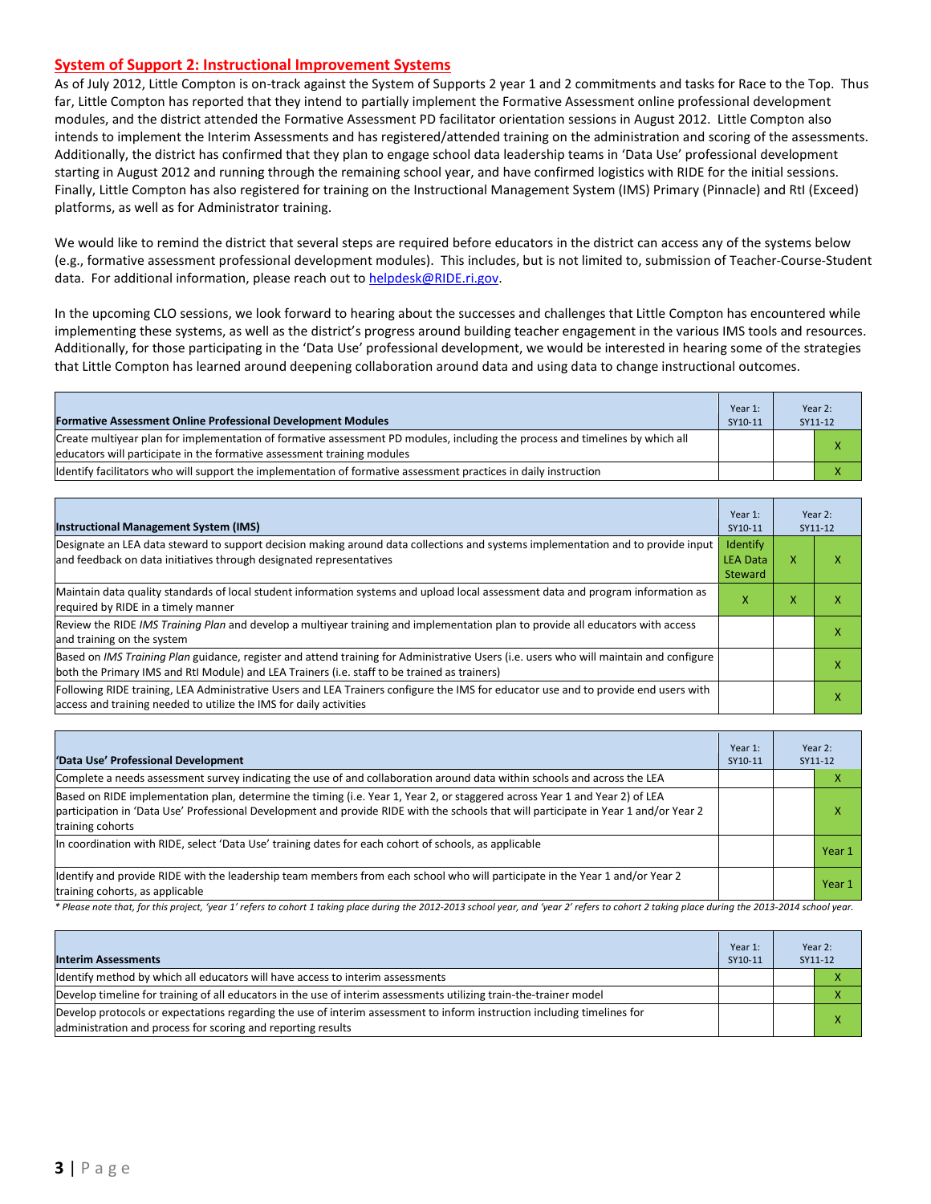## System of Support 2: Instructional Improvement Systems

As of July 2012, Little Compton is on-track against the System of Supports 2 year 1 and 2 commitments and tasks for Race to the Top. Thus far, Little Compton has reported that they intend to partially implement the Formative Assessment online professional development modules, and the district attended the Formative Assessment PD facilitator orientation sessions in August 2012. Little Compton also intends to implement the Interim Assessments and has registered/attended training on the administration and scoring of the assessments. Additionally, the district has confirmed that they plan to engage school data leadership teams in 'Data Use' professional development starting in August 2012 and running through the remaining school year, and have confirmed logistics with RIDE for the initial sessions. Finally, Little Compton has also registered for training on the Instructional Management System (IMS) Primary (Pinnacle) and RtI (Exceed) platforms, as well as for Administrator training.

We would like to remind the district that several steps are required before educators in the district can access any of the systems below (e.g., formative assessment professional development modules). This includes, but is not limited to, submission of Teacher-Course-Student data. For additional information, please reach out to helpdesk@RIDE.ri.gov.

In the upcoming CLO sessions, we look forward to hearing about the successes and challenges that Little Compton has encountered while implementing these systems, as well as the district's progress around building teacher engagement in the various IMS tools and resources. Additionally, for those participating in the 'Data Use' professional development, we would be interested in hearing some of the strategies that Little Compton has learned around deepening collaboration around data and using data to change instructional outcomes.

| Formative Assessment Online Professional Development Modules | Year 1: SY10-11 | Year 2: SY11-12 | |
|---|---|---|---|
| Create multiyear plan for implementation of formative assessment PD modules, including the process and timelines by which all educators will participate in the formative assessment training modules | | | X |
| Identify facilitators who will support the implementation of formative assessment practices in daily instruction | | | X |

| Instructional Management System (IMS) | Year 1: SY10-11 | Year 2: SY11-12 | |
|---|---|---|---|
| Designate an LEA data steward to support decision making around data collections and systems implementation and to provide input and feedback on data initiatives through designated representatives | Identify LEA Data Steward | X | X |
| Maintain data quality standards of local student information systems and upload local assessment data and program information as required by RIDE in a timely manner | X | X | X |
| Review the RIDE *IMS Training Plan* and develop a multiyear training and implementation plan to provide all educators with access and training on the system | | | X |
| Based on *IMS Training Plan* guidance, register and attend training for Administrative Users (i.e. users who will maintain and configure both the Primary IMS and RtI Module) and LEA Trainers (i.e. staff to be trained as trainers) | | | X |
| Following RIDE training, LEA Administrative Users and LEA Trainers configure the IMS for educator use and to provide end users with access and training needed to utilize the IMS for daily activities | | | X |

| 'Data Use' Professional Development | Year 1: SY10-11 | Year 2: SY11-12 | |
|---|---|---|---|
| Complete a needs assessment survey indicating the use of and collaboration around data within schools and across the LEA | | | X |
| Based on RIDE implementation plan, determine the timing (i.e. Year 1, Year 2, or staggered across Year 1 and Year 2) of LEA participation in 'Data Use' Professional Development and provide RIDE with the schools that will participate in Year 1 and/or Year 2 training cohorts | | | X |
| In coordination with RIDE, select 'Data Use' training dates for each cohort of schools, as applicable | | | Year 1 |
| Identify and provide RIDE with the leadership team members from each school who will participate in the Year 1 and/or Year 2 training cohorts, as applicable | | | Year 1 |

*\* Please note that, for this project, 'year 1' refers to cohort 1 taking place during the 2012-2013 school year, and 'year 2' refers to cohort 2 taking place during the 2013-2014 school year.*

| Interim Assessments | Year 1: SY10-11 | Year 2: SY11-12 | |
|---|---|---|---|
| Identify method by which all educators will have access to interim assessments | | | X |
| Develop timeline for training of all educators in the use of interim assessments utilizing train-the-trainer model | | | X |
| Develop protocols or expectations regarding the use of interim assessment to inform instruction including timelines for administration and process for scoring and reporting results | | | X |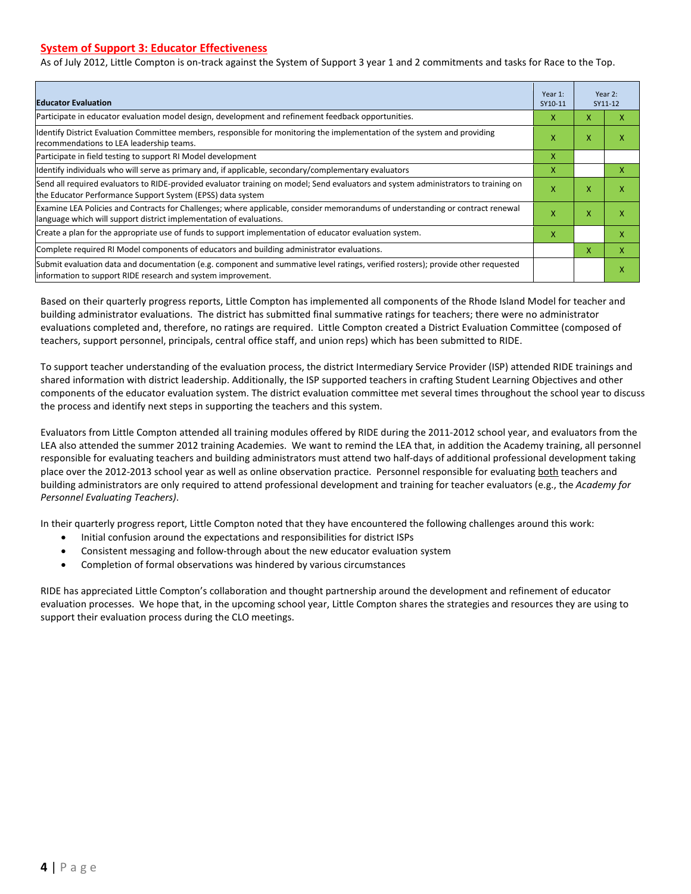## System of Support 3: Educator Effectiveness

As of July 2012, Little Compton is on-track against the System of Support 3 year 1 and 2 commitments and tasks for Race to the Top.

| Educator Evaluation | Year 1: SY10-11 | Year 2: SY11-12 | |
|---|---|---|---|
| Participate in educator evaluation model design, development and refinement feedback opportunities. | X | X | X |
| Identify District Evaluation Committee members, responsible for monitoring the implementation of the system and providing recommendations to LEA leadership teams. | X | X | X |
| Participate in field testing to support RI Model development | X | | |
| Identify individuals who will serve as primary and, if applicable, secondary/complementary evaluators | X | | X |
| Send all required evaluators to RIDE-provided evaluator training on model; Send evaluators and system administrators to training on the Educator Performance Support System (EPSS) data system | X | X | X |
| Examine LEA Policies and Contracts for Challenges; where applicable, consider memorandums of understanding or contract renewal language which will support district implementation of evaluations. | X | X | X |
| Create a plan for the appropriate use of funds to support implementation of educator evaluation system. | X | | X |
| Complete required RI Model components of educators and building administrator evaluations. | | X | X |
| Submit evaluation data and documentation (e.g. component and summative level ratings, verified rosters); provide other requested information to support RIDE research and system improvement. | | | X |

Based on their quarterly progress reports, Little Compton has implemented all components of the Rhode Island Model for teacher and building administrator evaluations. The district has submitted final summative ratings for teachers; there were no administrator evaluations completed and, therefore, no ratings are required. Little Compton created a District Evaluation Committee (composed of teachers, support personnel, principals, central office staff, and union reps) which has been submitted to RIDE.

To support teacher understanding of the evaluation process, the district Intermediary Service Provider (ISP) attended RIDE trainings and shared information with district leadership. Additionally, the ISP supported teachers in crafting Student Learning Objectives and other components of the educator evaluation system. The district evaluation committee met several times throughout the school year to discuss the process and identify next steps in supporting the teachers and this system.

Evaluators from Little Compton attended all training modules offered by RIDE during the 2011-2012 school year, and evaluators from the LEA also attended the summer 2012 training Academies. We want to remind the LEA that, in addition the Academy training, all personnel responsible for evaluating teachers and building administrators must attend two half-days of additional professional development taking place over the 2012-2013 school year as well as online observation practice. Personnel responsible for evaluating <u>both</u> teachers and building administrators are only required to attend professional development and training for teacher evaluators (e.g., the *Academy for Personnel Evaluating Teachers)*.

In their quarterly progress report, Little Compton noted that they have encountered the following challenges around this work:

- Initial confusion around the expectations and responsibilities for district ISPs
- Consistent messaging and follow-through about the new educator evaluation system
- Completion of formal observations was hindered by various circumstances

RIDE has appreciated Little Compton's collaboration and thought partnership around the development and refinement of educator evaluation processes. We hope that, in the upcoming school year, Little Compton shares the strategies and resources they are using to support their evaluation process during the CLO meetings.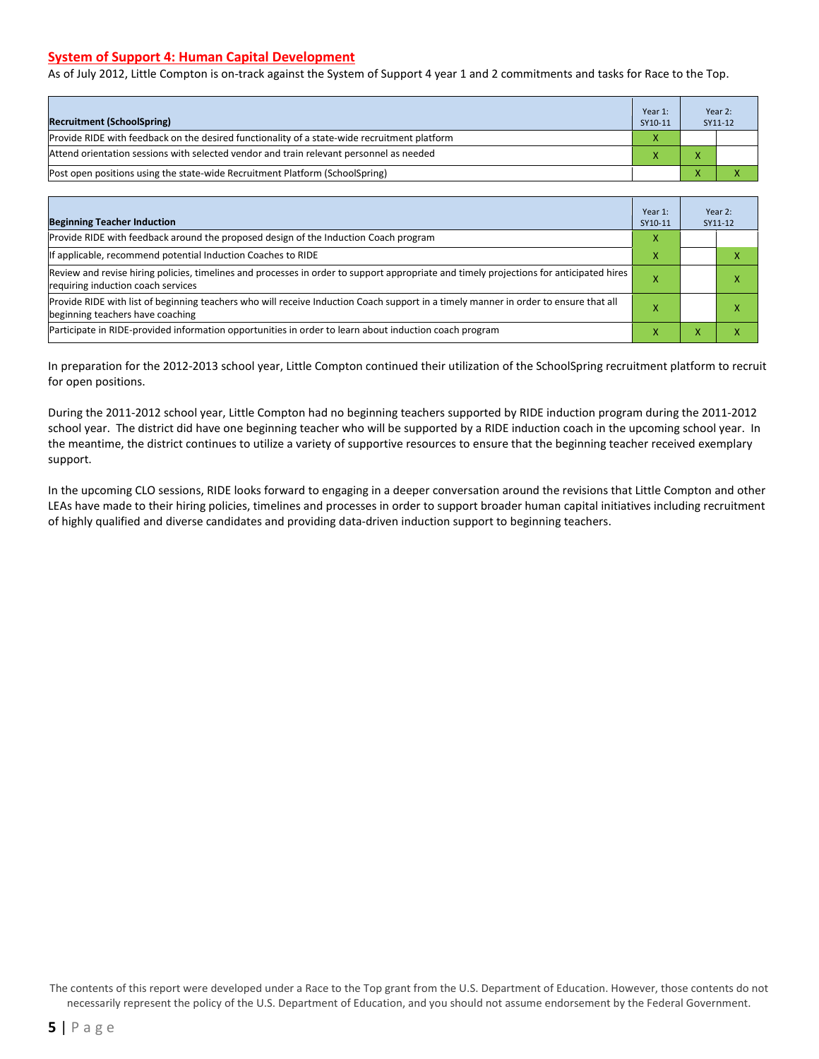## System of Support 4: Human Capital Development

As of July 2012, Little Compton is on-track against the System of Support 4 year 1 and 2 commitments and tasks for Race to the Top.

| Recruitment (SchoolSpring) | Year 1: SY10-11 | Year 2: SY11-12 | |
|---|---|---|---|
| Provide RIDE with feedback on the desired functionality of a state-wide recruitment platform | X | | |
| Attend orientation sessions with selected vendor and train relevant personnel as needed | X | X | |
| Post open positions using the state-wide Recruitment Platform (SchoolSpring) | | X | X |

| Beginning Teacher Induction | Year 1: SY10-11 | Year 2: SY11-12 | |
|---|---|---|---|
| Provide RIDE with feedback around the proposed design of the Induction Coach program | X | | |
| If applicable, recommend potential Induction Coaches to RIDE | X | | X |
| Review and revise hiring policies, timelines and processes in order to support appropriate and timely projections for anticipated hires requiring induction coach services | X | | X |
| Provide RIDE with list of beginning teachers who will receive Induction Coach support in a timely manner in order to ensure that all beginning teachers have coaching | X | | X |
| Participate in RIDE-provided information opportunities in order to learn about induction coach program | X | X | X |

In preparation for the 2012-2013 school year, Little Compton continued their utilization of the SchoolSpring recruitment platform to recruit for open positions.

During the 2011-2012 school year, Little Compton had no beginning teachers supported by RIDE induction program during the 2011-2012 school year. The district did have one beginning teacher who will be supported by a RIDE induction coach in the upcoming school year. In the meantime, the district continues to utilize a variety of supportive resources to ensure that the beginning teacher received exemplary support.

In the upcoming CLO sessions, RIDE looks forward to engaging in a deeper conversation around the revisions that Little Compton and other LEAs have made to their hiring policies, timelines and processes in order to support broader human capital initiatives including recruitment of highly qualified and diverse candidates and providing data-driven induction support to beginning teachers.

The contents of this report were developed under a Race to the Top grant from the U.S. Department of Education. However, those contents do not necessarily represent the policy of the U.S. Department of Education, and you should not assume endorsement by the Federal Government.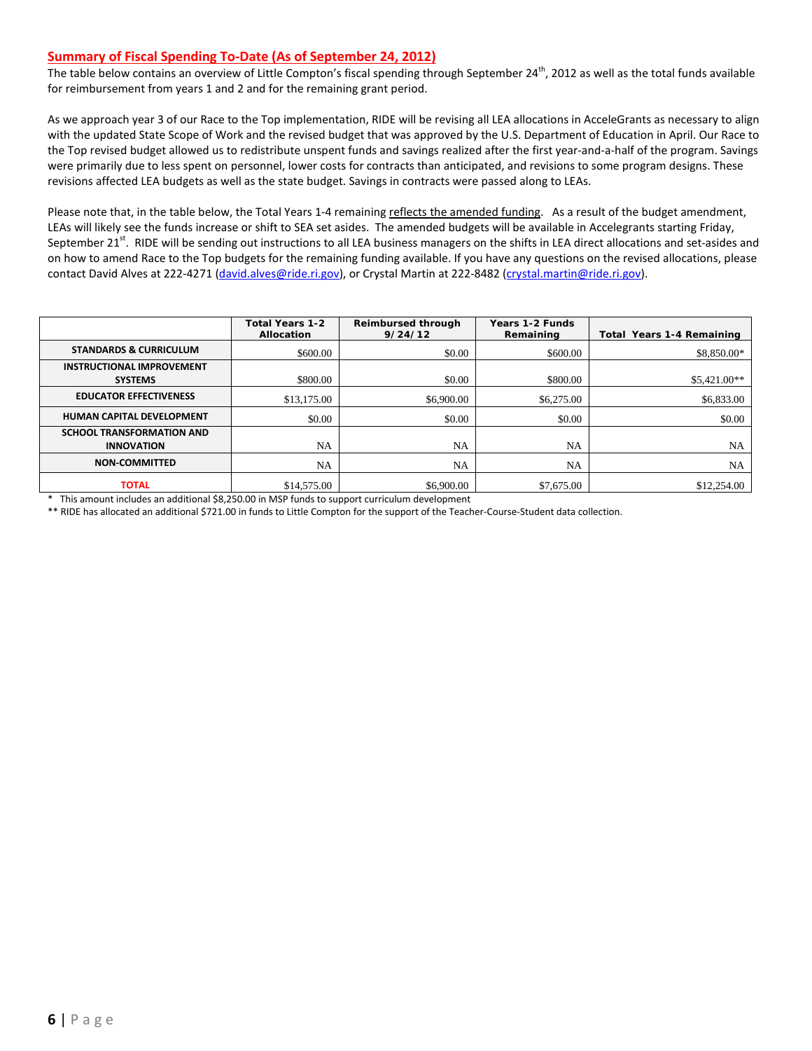## Summary of Fiscal Spending To-Date (As of September 24, 2012)

The table below contains an overview of Little Compton's fiscal spending through September 24th, 2012 as well as the total funds available for reimbursement from years 1 and 2 and for the remaining grant period.

As we approach year 3 of our Race to the Top implementation, RIDE will be revising all LEA allocations in AcceleGrants as necessary to align with the updated State Scope of Work and the revised budget that was approved by the U.S. Department of Education in April. Our Race to the Top revised budget allowed us to redistribute unspent funds and savings realized after the first year-and-a-half of the program. Savings were primarily due to less spent on personnel, lower costs for contracts than anticipated, and revisions to some program designs. These revisions affected LEA budgets as well as the state budget. Savings in contracts were passed along to LEAs.

Please note that, in the table below, the Total Years 1-4 remaining reflects the amended funding. As a result of the budget amendment, LEAs will likely see the funds increase or shift to SEA set asides. The amended budgets will be available in Accelegrants starting Friday, September 21st. RIDE will be sending out instructions to all LEA business managers on the shifts in LEA direct allocations and set-asides and on how to amend Race to the Top budgets for the remaining funding available. If you have any questions on the revised allocations, please contact David Alves at 222-4271 (david.alves@ride.ri.gov), or Crystal Martin at 222-8482 (crystal.martin@ride.ri.gov).

| | Total Years 1-2 Allocation | Reimbursed through 9/24/12 | Years 1-2 Funds Remaining | Total Years 1-4 Remaining |
|---|---|---|---|---|
| STANDARDS & CURRICULUM | $600.00 | $0.00 | $600.00 | $8,850.00* |
| INSTRUCTIONAL IMPROVEMENT SYSTEMS | $800.00 | $0.00 | $800.00 | $5,421.00** |
| EDUCATOR EFFECTIVENESS | $13,175.00 | $6,900.00 | $6,275.00 | $6,833.00 |
| HUMAN CAPITAL DEVELOPMENT | $0.00 | $0.00 | $0.00 | $0.00 |
| SCHOOL TRANSFORMATION AND INNOVATION | NA | NA | NA | NA |
| NON-COMMITTED | NA | NA | NA | NA |
| TOTAL | $14,575.00 | $6,900.00 | $7,675.00 | $12,254.00 |

\* This amount includes an additional $8,250.00 in MSP funds to support curriculum development

** RIDE has allocated an additional $721.00 in funds to Little Compton for the support of the Teacher-Course-Student data collection.